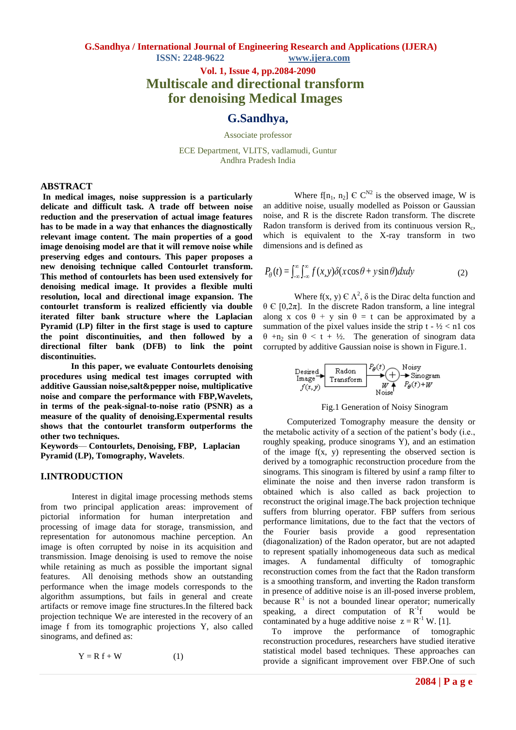# Multiscale and directional transform for denoising Medical Images

## G.Sandhya,

Associate professor

ECE Department, VLITS, vadlamudi, Guntur
Andhra Pradesh India

## ABSTRACT

**In medical images, noise suppression is a particularly delicate and difficult task. A trade off between noise reduction and the preservation of actual image features has to be made in a way that enhances the diagnostically relevant image content. The main properties of a good image denoising model are that it will remove noise while preserving edges and contours. This paper proposes a new denoising technique called Contourlet transform. This method of contourlets has been used extensively for denoising medical image. It provides a flexible multi resolution, local and directional image expansion. The contourlet transform is realized efficiently via double iterated filter bank structure where the Laplacian Pyramid (LP) filter in the first stage is used to capture the point discontinuities, and then followed by a directional filter bank (DFB) to link the point discontinuities.**

**In this paper, we evaluate Contourlets denoising procedures using medical test images corrupted with additive Gaussian noise,salt&pepper noise, multiplicative noise and compare the performance with FBP,Wavelets, in terms of the peak-signal-to-noise ratio (PSNR) as a measure of the quality of denoising.Expermental results shows that the contourlet transform outperforms the other two techniques.**

**Keywords— Contourlets, Denoising, FBP, Laplacian Pyramid (LP), Tomography, Wavelets**.

## I.INTRODUCTION

Interest in digital image processing methods stems from two principal application areas: improvement of pictorial information for human interpretation and processing of image data for storage, transmission, and representation for autonomous machine perception. An image is often corrupted by noise in its acquisition and transmission. Image denoising is used to remove the noise while retaining as much as possible the important signal features. All denoising methods show an outstanding performance when the image models corresponds to the algorithm assumptions, but fails in general and create artifacts or remove image fine structures.In the filtered back projection technique We are interested in the recovery of an image f from its tomographic projections Y, also called sinograms, and defined as:

$$Y = R\,f + W \qquad (1)$$

Where $f[n_1, n_2] \in C^{N2}$ is the observed image, W is an additive noise, usually modelled as Poisson or Gaussian noise, and R is the discrete Radon transform. The discrete Radon transform is derived from its continuous version $R_c$, which is equivalent to the X-ray transform in two dimensions and is defined as

$$P_\theta(t) = \int_{-\infty}^{\infty}\int_{-\infty}^{\infty} f(x,y)\delta(x\cos\theta + y\sin\theta)dxdy \qquad (2)$$

Where $f(x, y) \in \Lambda^2$, δ is the Dirac delta function and $\theta \in [0,2\pi]$. In the discrete Radon transform, a line integral along $x \cos \theta + y \sin \theta = t$ can be approximated by a summation of the pixel values inside the strip $t - ½ < n1 \cos \theta + n_2 \sin \theta < t + ½$. The generation of sinogram data corrupted by additive Gaussian noise is shown in Figure.1.

Fig.1 Generation of Noisy Sinogram

Computerized Tomography measure the density or the metabolic activity of a section of the patient's body (i.e., roughly speaking, produce sinograms Y), and an estimation of the image f(x, y) representing the observed section is derived by a tomographic reconstruction procedure from the sinograms. This sinogram is filtered by usinf a ramp filter to eliminate the noise and then inverse radon transform is obtained which is also called as back projection to reconstruct the original image.The back projection technique suffers from blurring operator. FBP suffers from serious performance limitations, due to the fact that the vectors of the Fourier basis provide a good representation (diagonalization) of the Radon operator, but are not adapted to represent spatially inhomogeneous data such as medical images. A fundamental difficulty of tomographic reconstruction comes from the fact that the Radon transform is a smoothing transform, and inverting the Radon transform in presence of additive noise is an ill-posed inverse problem, because $R^{-1}$ is not a bounded linear operator; numerically speaking, a direct computation of $R^{-1}f$ would be contaminated by a huge additive noise $z = R^{-1}$ W. [1].

To improve the performance of tomographic reconstruction procedures, researchers have studied iterative statistical model based techniques. These approaches can provide a significant improvement over FBP.One of such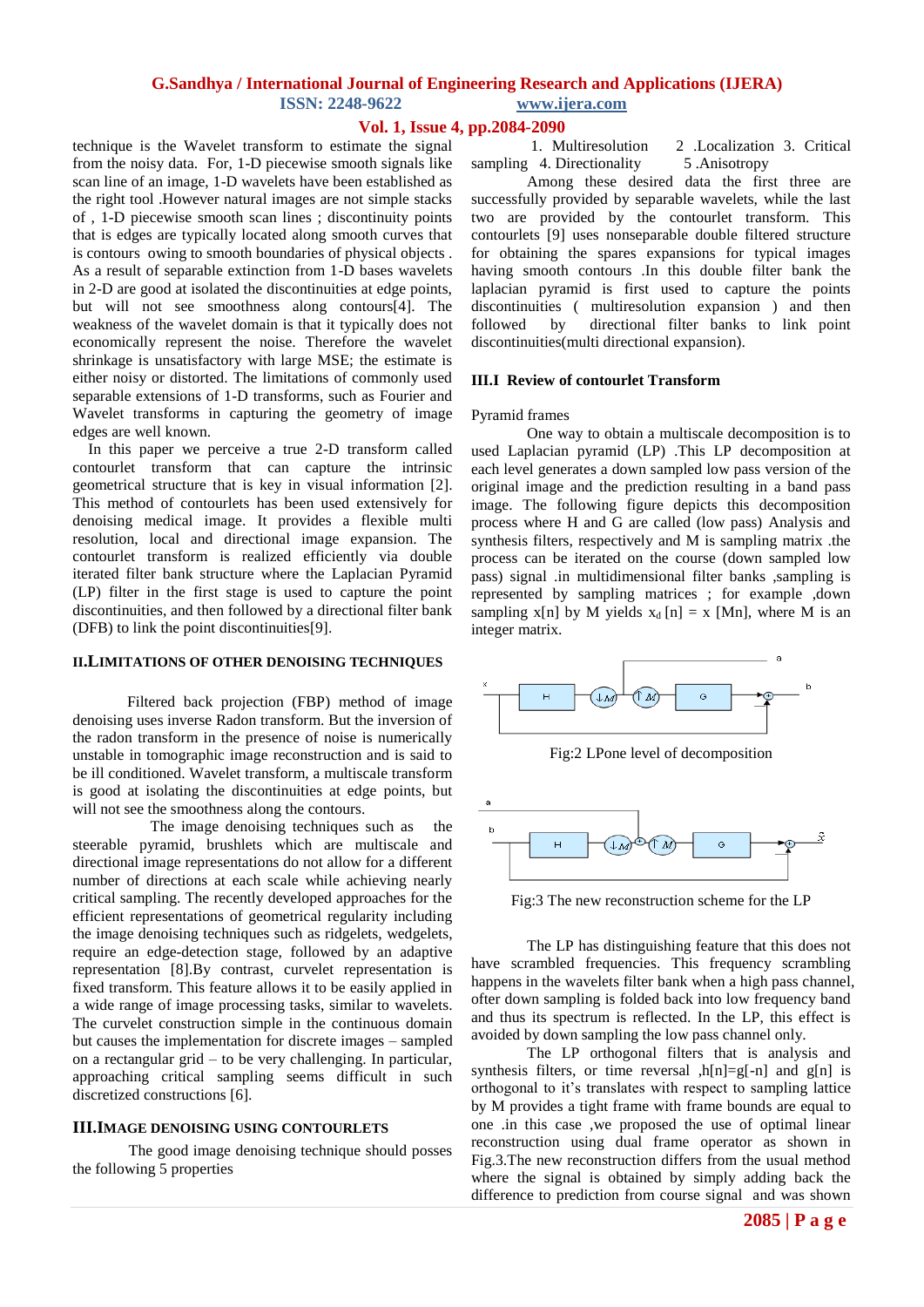technique is the Wavelet transform to estimate the signal from the noisy data. For, 1-D piecewise smooth signals like scan line of an image, 1-D wavelets have been established as the right tool .However natural images are not simple stacks of , 1-D piecewise smooth scan lines ; discontinuity points that is edges are typically located along smooth curves that is contours owing to smooth boundaries of physical objects . As a result of separable extinction from 1-D bases wavelets in 2-D are good at isolated the discontinuities at edge points, but will not see smoothness along contours[4]. The weakness of the wavelet domain is that it typically does not economically represent the noise. Therefore the wavelet shrinkage is unsatisfactory with large MSE; the estimate is either noisy or distorted. The limitations of commonly used separable extensions of 1-D transforms, such as Fourier and Wavelet transforms in capturing the geometry of image edges are well known.

In this paper we perceive a true 2-D transform called contourlet transform that can capture the intrinsic geometrical structure that is key in visual information [2]. This method of contourlets has been used extensively for denoising medical image. It provides a flexible multi resolution, local and directional image expansion. The contourlet transform is realized efficiently via double iterated filter bank structure where the Laplacian Pyramid (LP) filter in the first stage is used to capture the point discontinuities, and then followed by a directional filter bank (DFB) to link the point discontinuities[9].

## II.LIMITATIONS OF OTHER DENOISING TECHNIQUES

Filtered back projection (FBP) method of image denoising uses inverse Radon transform. But the inversion of the radon transform in the presence of noise is numerically unstable in tomographic image reconstruction and is said to be ill conditioned. Wavelet transform, a multiscale transform is good at isolating the discontinuities at edge points, but will not see the smoothness along the contours.

The image denoising techniques such as the steerable pyramid, brushlets which are multiscale and directional image representations do not allow for a different number of directions at each scale while achieving nearly critical sampling. The recently developed approaches for the efficient representations of geometrical regularity including the image denoising techniques such as ridgelets, wedgelets, require an edge-detection stage, followed by an adaptive representation [8].By contrast, curvelet representation is fixed transform. This feature allows it to be easily applied in a wide range of image processing tasks, similar to wavelets. The curvelet construction simple in the continuous domain but causes the implementation for discrete images – sampled on a rectangular grid – to be very challenging. In particular, approaching critical sampling seems difficult in such discretized constructions [6].

## III.IMAGE DENOISING USING CONTOURLETS

The good image denoising technique should posses the following 5 properties

1. Multiresolution 2 .Localization 3. Critical sampling 4. Directionality 5 .Anisotropy

Among these desired data the first three are successfully provided by separable wavelets, while the last two are provided by the contourlet transform. This contourlets [9] uses nonseparable double filtered structure for obtaining the spares expansions for typical images having smooth contours .In this double filter bank the laplacian pyramid is first used to capture the points discontinuities ( multiresolution expansion ) and then followed by directional filter banks to link point discontinuities(multi directional expansion).

### III.I Review of contourlet Transform

Pyramid frames

One way to obtain a multiscale decomposition is to used Laplacian pyramid (LP) .This LP decomposition at each level generates a down sampled low pass version of the original image and the prediction resulting in a band pass image. The following figure depicts this decomposition process where H and G are called (low pass) Analysis and synthesis filters, respectively and M is sampling matrix .the process can be iterated on the course (down sampled low pass) signal .in multidimensional filter banks ,sampling is represented by sampling matrices ; for example ,down sampling x[n] by M yields $x_d[n] = x[Mn]$, where M is an integer matrix.

Fig:2 LPone level of decomposition

Fig:3 The new reconstruction scheme for the LP

The LP has distinguishing feature that this does not have scrambled frequencies. This frequency scrambling happens in the wavelets filter bank when a high pass channel, ofter down sampling is folded back into low frequency band and thus its spectrum is reflected. In the LP, this effect is avoided by down sampling the low pass channel only.

The LP orthogonal filters that is analysis and synthesis filters, or time reversal ,$h[n]=g[-n]$ and $g[n]$ is orthogonal to it's translates with respect to sampling lattice by M provides a tight frame with frame bounds are equal to one .in this case ,we proposed the use of optimal linear reconstruction using dual frame operator as shown in Fig.3.The new reconstruction differs from the usual method where the signal is obtained by simply adding back the difference to prediction from course signal and was shown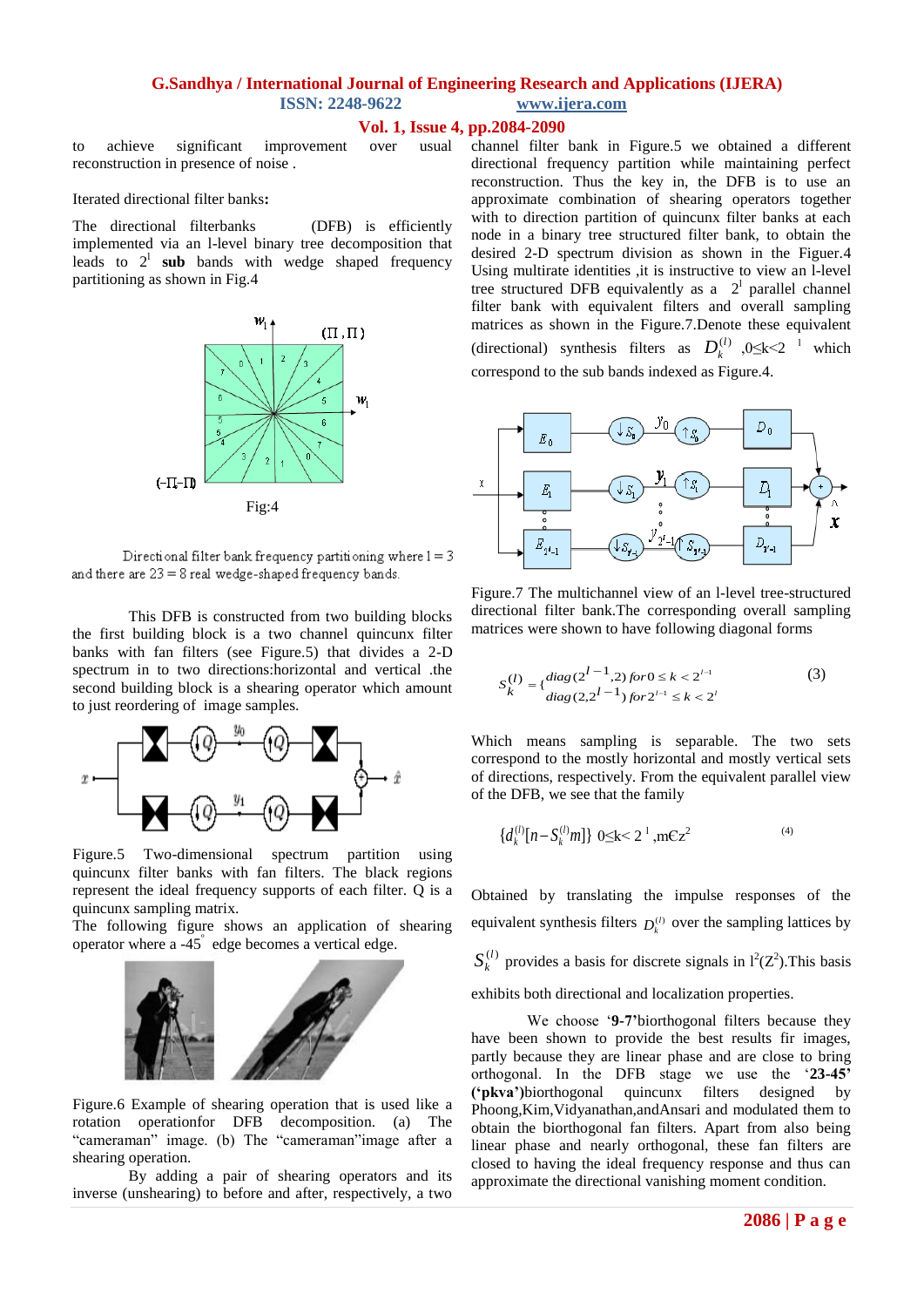to achieve significant improvement over usual reconstruction in presence of noise .

Iterated directional filter banks:

The directional filterbanks (DFB) is efficiently implemented via an l-level binary tree decomposition that leads to $2^l$ **sub** bands with wedge shaped frequency partitioning as shown in Fig.4

Fig:4

Directional filter bank frequency partitioning where l = 3 and there are 23 = 8 real wedge-shaped frequency bands.

This DFB is constructed from two building blocks the first building block is a two channel quincunx filter banks with fan filters (see Figure.5) that divides a 2-D spectrum in to two directions:horizontal and vertical .the second building block is a shearing operator which amount to just reordering of image samples.

Figure.5 Two-dimensional spectrum partition using quincunx filter banks with fan filters. The black regions represent the ideal frequency supports of each filter. Q is a quincunx sampling matrix.

The following figure shows an application of shearing operator where a -45° edge becomes a vertical edge.

Figure.6 Example of shearing operation that is used like a rotation operationfor DFB decomposition. (a) The "cameraman" image. (b) The "cameraman"image after a shearing operation.

By adding a pair of shearing operators and its inverse (unshearing) to before and after, respectively, a two channel filter bank in Figure.5 we obtained a different directional frequency partition while maintaining perfect reconstruction. Thus the key in, the DFB is to use an approximate combination of shearing operators together with to direction partition of quincunx filter banks at each node in a binary tree structured filter bank, to obtain the desired 2-D spectrum division as shown in the Figuer.4 Using multirate identities ,it is instructive to view an l-level tree structured DFB equivalently as a $2^l$ parallel channel filter bank with equivalent filters and overall sampling matrices as shown in the Figure.7.Denote these equivalent (directional) synthesis filters as $D_k^{(l)}$ ,$0 \le k < 2^l$ which correspond to the sub bands indexed as Figure.4.

Figure.7 The multichannel view of an l-level tree-structured directional filter bank.The corresponding overall sampling matrices were shown to have following diagonal forms

$$S_k^{(l)} = \begin{cases} diag(2^{l-1}, 2) & for\ 0 \le k < 2^{l-1} \\ diag(2, 2^{l-1}) & for\ 2^{l-1} \le k < 2^l \end{cases} \qquad (3)$$

Which means sampling is separable. The two sets correspond to the mostly horizontal and mostly vertical sets of directions, respectively. From the equivalent parallel view of the DFB, we see that the family

$$\{d_k^{(l)}[n - S_k^{(l)} m]\} \ 0 \le k < 2^l, m \in Z^2 \qquad (4)$$

Obtained by translating the impulse responses of the equivalent synthesis filters $D_k^{(l)}$ over the sampling lattices by $S_k^{(l)}$ provides a basis for discrete signals in $l^2(Z^2)$.This basis exhibits both directional and localization properties.

We choose '**9-7**'biorthogonal filters because they have been shown to provide the best results fir images, partly because they are linear phase and are close to bring orthogonal. In the DFB stage we use the '**23-45**' **('pkva')**biorthogonal quincunx filters designed by Phoong,Kim,Vidyanathan,andAnsari and modulated them to obtain the biorthogonal fan filters. Apart from also being linear phase and nearly orthogonal, these fan filters are closed to having the ideal frequency response and thus can approximate the directional vanishing moment condition.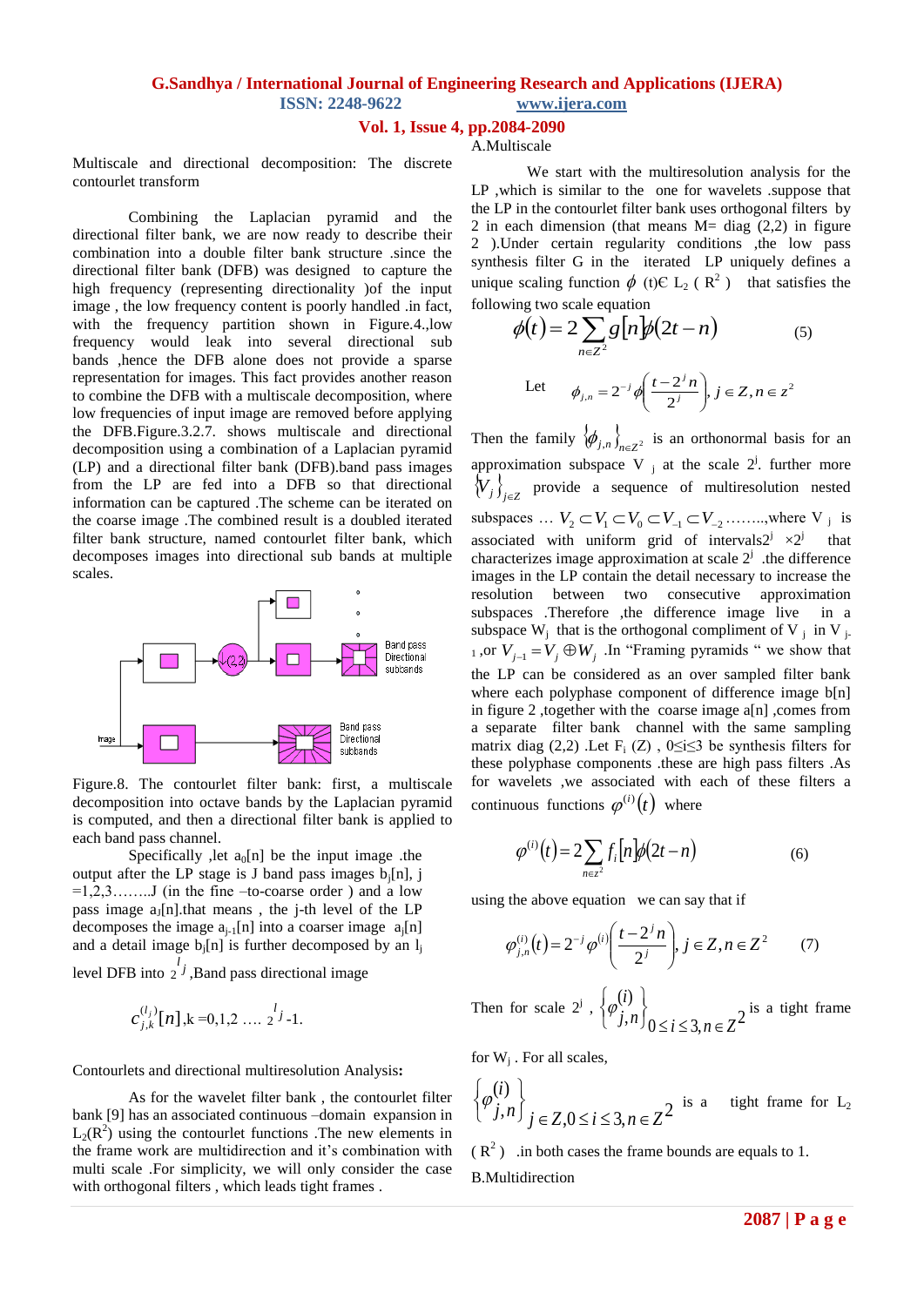Multiscale and directional decomposition: The discrete contourlet transform

Combining the Laplacian pyramid and the directional filter bank, we are now ready to describe their combination into a double filter bank structure .since the directional filter bank (DFB) was designed to capture the high frequency (representing directionality )of the input image , the low frequency content is poorly handled .in fact, with the frequency partition shown in Figure.4.,low frequency would leak into several directional sub bands ,hence the DFB alone does not provide a sparse representation for images. This fact provides another reason to combine the DFB with a multiscale decomposition, where low frequencies of input image are removed before applying the DFB.Figure.3.2.7. shows multiscale and directional decomposition using a combination of a Laplacian pyramid (LP) and a directional filter bank (DFB).band pass images from the LP are fed into a DFB so that directional information can be captured .The scheme can be iterated on the coarse image .The combined result is a doubled iterated filter bank structure, named contourlet filter bank, which decomposes images into directional sub bands at multiple scales.

Figure.8. The contourlet filter bank: first, a multiscale decomposition into octave bands by the Laplacian pyramid is computed, and then a directional filter bank is applied to each band pass channel.

Specifically ,let $a_0[n]$ be the input image .the output after the LP stage is J band pass images $b_j[n]$, j =1,2,3……..J (in the fine –to-coarse order ) and a low pass image $a_J[n]$.that means , the j-th level of the LP decomposes the image $a_{j-1}[n]$ into a coarser image $a_j[n]$ and a detail image $b_j[n]$ is further decomposed by an $l_j$ level DFB into $2^{l_j}$ ,Band pass directional image

$$c_{j,k}^{(l_j)}[n], k = 0,1,2 \ldots . 2^{l_j}-1.$$

Contourlets and directional multiresolution Analysis:

As for the wavelet filter bank , the contourlet filter bank [9] has an associated continuous –domain expansion in $L_2(R^2)$ using the contourlet functions .The new elements in the frame work are multidirection and it's combination with multi scale .For simplicity, we will only consider the case with orthogonal filters , which leads tight frames .

A.Multiscale

We start with the multiresolution analysis for the LP ,which is similar to the one for wavelets .suppose that the LP in the contourlet filter bank uses orthogonal filters by 2 in each dimension (that means M= diag (2,2) in figure 2 ).Under certain regularity conditions ,the low pass synthesis filter G in the iterated LP uniquely defines a unique scaling function $\phi(t) \in L_2(R^2)$ that satisfies the following two scale equation

$$\phi(t) = 2\sum_{n \in Z^2} g[n]\phi(2t-n) \qquad (5)$$

Let $\phi_{j,n} = 2^{-j}\phi\left(\frac{t-2^j n}{2^j}\right), j \in Z, n \in z^2$

Then the family $\{\phi_{j,n}\}_{n \in Z^2}$ is an orthonormal basis for an approximation subspace $V_j$ at the scale $2^j$. further more $\{V_j\}_{j \in Z}$ provide a sequence of multiresolution nested subspaces … $V_2 \subset V_1 \subset V_0 \subset V_{-1} \subset V_{-2}$……..,where $V_j$ is associated with uniform grid of intervals$2^j \times 2^j$ that characterizes image approximation at scale $2^j$ .the difference images in the LP contain the detail necessary to increase the resolution between two consecutive approximation subspaces .Therefore ,the difference image live in a subspace $W_j$ that is the orthogonal compliment of $V_j$ in $V_{j-1}$ ,or $V_{j-1} = V_j \oplus W_j$ .In "Framing pyramids " we show that the LP can be considered as an over sampled filter bank where each polyphase component of difference image b[n] in figure 2 ,together with the coarse image a[n] ,comes from a separate filter bank channel with the same sampling matrix diag (2,2) .Let $F_i(Z)$ , $0 \le i \le 3$ be synthesis filters for these polyphase components .these are high pass filters .As for wavelets ,we associated with each of these filters a continuous functions $\varphi^{(i)}(t)$ where

$$\varphi^{(i)}(t) = 2\sum_{n \in z^2} f_i[n]\phi(2t-n) \qquad (6)$$

using the above equation we can say that if

$$\varphi_{j,n}^{(i)}(t) = 2^{-j}\varphi^{(i)}\left(\frac{t-2^j n}{2^j}\right), j \in Z, n \in Z^2 \qquad (7)$$

Then for scale $2^j$ , $\left\{\varphi_{j,n}^{(i)}\right\}_{0 \le i \le 3, n \in Z^2}$ is a tight frame for $W_j$ . For all scales,

$\left\{\varphi_{j,n}^{(i)}\right\}_{j \in Z, 0 \le i \le 3, n \in Z^2}$ is a tight frame for $L_2(R^2)$ .in both cases the frame bounds are equals to 1.

B.Multidirection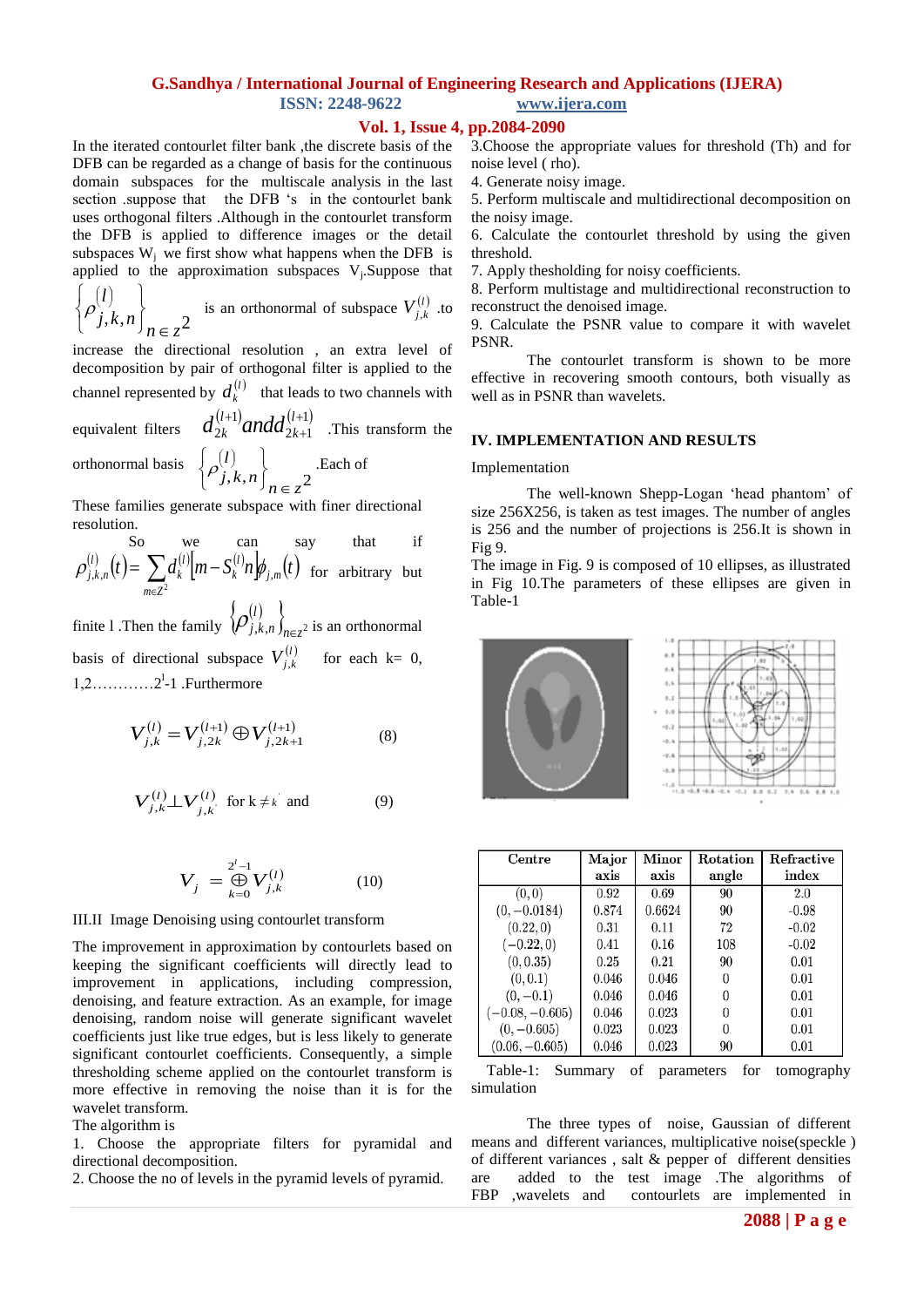In the iterated contourlet filter bank ,the discrete basis of the DFB can be regarded as a change of basis for the continuous domain subspaces for the multiscale analysis in the last section .suppose that the DFB 's in the contourlet bank uses orthogonal filters .Although in the contourlet transform the DFB is applied to difference images or the detail subspaces $W_j$ we first show what happens when the DFB is applied to the approximation subspaces $V_j$.Suppose that $\left\{\rho_{j,k,n}^{(l)}\right\}_{n\in z^2}$ is an orthonormal of subspace $V_{j,k}^{(l)}$ .to increase the directional resolution , an extra level of decomposition by pair of orthogonal filter is applied to the channel represented by $d_k^{(l)}$ that leads to two channels with equivalent filters $d_{2k}^{(l+1)} and d_{2k+1}^{(l+1)}$ .This transform the orthonormal basis $\left\{\rho_{j,k,n}^{(l)}\right\}_{n\in z^2}$ .Each of These families generate subspace with finer directional resolution.

So we can say that if $\rho_{j,k,n}^{(l)}(t)=\sum_{m\in Z^2} d_k^{(l)}\left[m-S_k^{(l)}n\right]\phi_{j,m}(t)$ for arbitrary but finite l .Then the family $\left\{\rho_{j,k,n}^{(l)}\right\}_{n\in z^2}$ is an orthonormal basis of directional subspace $V_{j,k}^{(l)}$ for each k= 0, 1,2…………$2^l$-1 .Furthermore

$$V_{j,k}^{(l)} = V_{j,2k}^{(l+1)} \oplus V_{j,2k+1}^{(l+1)} \qquad (8)$$

$$V_{j,k}^{(l)} \perp V_{j,k'}^{(l)} \quad \text{for } k \neq k' \text{ and} \qquad (9)$$

$$V_j = \bigoplus_{k=0}^{2^l-1} V_{j,k}^{(l)} \qquad (10)$$

III.II Image Denoising using contourlet transform

The improvement in approximation by contourlets based on keeping the significant coefficients will directly lead to improvement in applications, including compression, denoising, and feature extraction. As an example, for image denoising, random noise will generate significant wavelet coefficients just like true edges, but is less likely to generate significant contourlet coefficients. Consequently, a simple thresholding scheme applied on the contourlet transform is more effective in removing the noise than it is for the wavelet transform.

The algorithm is

1. Choose the appropriate filters for pyramidal and directional decomposition.
2. Choose the no of levels in the pyramid levels of pyramid.
3. Choose the appropriate values for threshold (Th) and for noise level ( rho).
4. Generate noisy image.
5. Perform multiscale and multidirectional decomposition on the noisy image.
6. Calculate the contourlet threshold by using the given threshold.
7. Apply thesholding for noisy coefficients.
8. Perform multistage and multidirectional reconstruction to reconstruct the denoised image.
9. Calculate the PSNR value to compare it with wavelet PSNR.

The contourlet transform is shown to be more effective in recovering smooth contours, both visually as well as in PSNR than wavelets.

## IV. IMPLEMENTATION AND RESULTS

Implementation

The well-known Shepp-Logan 'head phantom' of size 256X256, is taken as test images. The number of angles is 256 and the number of projections is 256.It is shown in Fig 9.

The image in Fig. 9 is composed of 10 ellipses, as illustrated in Fig 10.The parameters of these ellipses are given in Table-1

| Centre | Major axis | Minor axis | Rotation angle | Refractive index |
|---|---|---|---|---|
| $(0,0)$ | 0.92 | 0.69 | 90 | 2.0 |
| $(0,-0.0184)$ | 0.874 | 0.6624 | 90 | -0.98 |
| $(0.22,0)$ | 0.31 | 0.11 | 72 | -0.02 |
| $(-0.22,0)$ | 0.41 | 0.16 | 108 | -0.02 |
| $(0,0.35)$ | 0.25 | 0.21 | 90 | 0.01 |
| $(0,0.1)$ | 0.046 | 0.046 | 0 | 0.01 |
| $(0,-0.1)$ | 0.046 | 0.046 | 0 | 0.01 |
| $(-0.08,-0.605)$ | 0.046 | 0.023 | 0 | 0.01 |
| $(0,-0.605)$ | 0.023 | 0.023 | 0 | 0.01 |
| $(0.06,-0.605)$ | 0.046 | 0.023 | 90 | 0.01 |

Table-1: Summary of parameters for tomography simulation

The three types of noise, Gaussian of different means and different variances, multiplicative noise(speckle ) of different variances , salt & pepper of different densities are added to the test image .The algorithms of FBP ,wavelets and contourlets are implemented in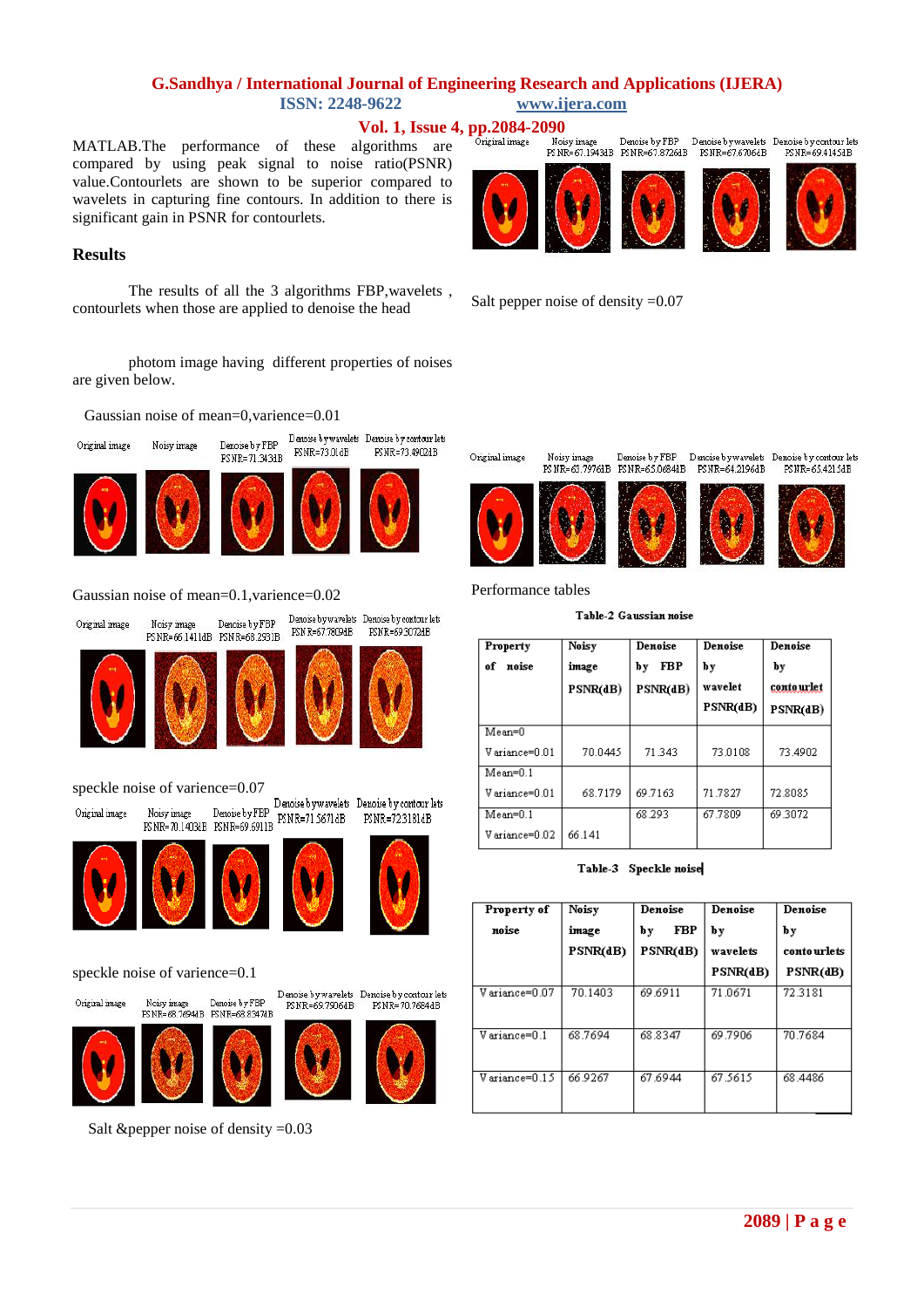MATLAB.The performance of these algorithms are compared by using peak signal to noise ratio(PSNR) value.Contourlets are shown to be superior compared to wavelets in capturing fine contours. In addition to there is significant gain in PSNR for contourlets.

## Results

The results of all the 3 algorithms FBP,wavelets , contourlets when those are applied to denoise the head photom image having different properties of noises are given below.

Gaussian noise of mean=0,varience=0.01

Original image | Noisy image | Denoise by FBP PSNR=71.343dB | Denoise by wavelets PSNR=73.01dB | Denoise by contour lets PSNR=73.4902dB

Gaussian noise of mean=0.1,varience=0.02

Original image | Noisy image PSNR=66.1411dB | Denoise by FBP PSNR=68.293dB | Denoise by wavelets PSNR=67.7809dB | Denoise by contour lets PSNR=69.3072dB

speckle noise of varience=0.07

Original image | Noisy image PSNR=70.1403dB | Denoise by FBP PSNR=69.6911dB | Denoise by wavelets PSNR=71.5671dB | Denoise by contour lets PSNR=72.3181dB

speckle noise of varience=0.1

Original image | Noisy image PSNR=68.7694dB | Denoise by FBP PSNR=68.8347dB | Denoise by wavelets PSNR=69.7906dB | Denoise by contour lets PSNR=70.7684dB

Salt &pepper noise of density =0.03

Original image | Noisy image PSNR=67.1943dB | Denoise by FBP PSNR=67.8726dB | Denoise by wavelets PSNR=67.6706dB | Denoise by contour lets PSNR=69.4145dB

Salt pepper noise of density =0.07

Original image | Noisy image PSNR=63.7976dB | Denoise by FBP PSNR=65.0684dB | Denoise by wavelets PSNR=64.2196dB | Denoise by contour lets PSNR=65.4215dB

Performance tables

**Table-2 Gaussian noise**

| Property of noise | Noisy image PSNR(dB) | Denoise by FBP PSNR(dB) | Denoise by wavelet PSNR(dB) | Denoise by contourlet PSNR(dB) |
|---|---|---|---|---|
| Mean=0 Variance=0.01 | 70.0445 | 71.343 | 73.0108 | 73.4902 |
| Mean=0.1 Variance=0.01 | 68.7179 | 69.7163 | 71.7827 | 72.8085 |
| Mean=0.1 Variance=0.02 | 66.141 | 68.293 | 67.7809 | 69.3072 |

**Table-3 Speckle noise**

| Property of noise | Noisy image PSNR(dB) | Denoise by FBP PSNR(dB) | Denoise by wavelets PSNR(dB) | Denoise by contourlets PSNR(dB) |
|---|---|---|---|---|
| Variance=0.07 | 70.1403 | 69.6911 | 71.0671 | 72.3181 |
| Variance=0.1 | 68.7694 | 68.8347 | 69.7906 | 70.7684 |
| Variance=0.15 | 66.9267 | 67.6944 | 67.5615 | 68.4486 |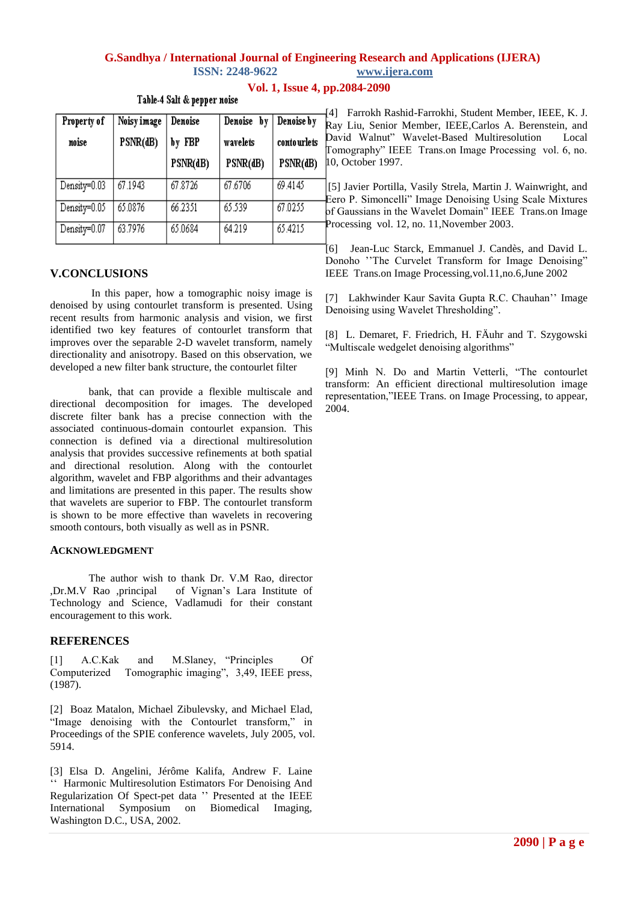Table-4 Salt & pepper noise

| Property of noise | Noisy image PSNR(dB) | Denoise by FBP PSNR(dB) | Denoise by wavelets PSNR(dB) | Denoise by contourlets PSNR(dB) |
|---|---|---|---|---|
| Density=0.03 | 67.1943 | 67.8726 | 67.6706 | 69.4145 |
| Density=0.05 | 65.0876 | 66.2351 | 65.539 | 67.0255 |
| Density=0.07 | 63.7976 | 65.0684 | 64.219 | 65.4215 |

## V.CONCLUSIONS

In this paper, how a tomographic noisy image is denoised by using contourlet transform is presented. Using recent results from harmonic analysis and vision, we first identified two key features of contourlet transform that improves over the separable 2-D wavelet transform, namely directionality and anisotropy. Based on this observation, we developed a new filter bank structure, the contourlet filter

bank, that can provide a flexible multiscale and directional decomposition for images. The developed discrete filter bank has a precise connection with the associated continuous-domain contourlet expansion. This connection is defined via a directional multiresolution analysis that provides successive refinements at both spatial and directional resolution. Along with the contourlet algorithm, wavelet and FBP algorithms and their advantages and limitations are presented in this paper. The results show that wavelets are superior to FBP. The contourlet transform is shown to be more effective than wavelets in recovering smooth contours, both visually as well as in PSNR.

## ACKNOWLEDGMENT

The author wish to thank Dr. V.M Rao, director ,Dr.M.V Rao ,principal of Vignan's Lara Institute of Technology and Science, Vadlamudi for their constant encouragement to this work.

## REFERENCES

[1] A.C.Kak and M.Slaney, "Principles Of Computerized Tomographic imaging", 3,49, IEEE press, (1987).

[2] Boaz Matalon, Michael Zibulevsky, and Michael Elad, "Image denoising with the Contourlet transform," in Proceedings of the SPIE conference wavelets, July 2005, vol. 5914.

[3] Elsa D. Angelini, Jérôme Kalifa, Andrew F. Laine '' Harmonic Multiresolution Estimators For Denoising And Regularization Of Spect-pet data '' Presented at the IEEE International Symposium on Biomedical Imaging, Washington D.C., USA, 2002.

[4] Farrokh Rashid-Farrokhi, Student Member, IEEE, K. J. Ray Liu, Senior Member, IEEE,Carlos A. Berenstein, and David Walnut" Wavelet-Based Multiresolution Local Tomography" IEEE Trans.on Image Processing vol. 6, no. 10, October 1997.

[5] Javier Portilla, Vasily Strela, Martin J. Wainwright, and Eero P. Simoncelli" Image Denoising Using Scale Mixtures of Gaussians in the Wavelet Domain" IEEE Trans.on Image Processing vol. 12, no. 11,November 2003.

[6] Jean-Luc Starck, Emmanuel J. Candès, and David L. Donoho ''The Curvelet Transform for Image Denoising" IEEE Trans.on Image Processing,vol.11,no.6,June 2002

[7] Lakhwinder Kaur Savita Gupta R.C. Chauhan'' Image Denoising using Wavelet Thresholding".

[8] L. Demaret, F. Friedrich, H. FÄuhr and T. Szygowski "Multiscale wedgelet denoising algorithms"

[9] Minh N. Do and Martin Vetterli, "The contourlet transform: An efficient directional multiresolution image representation,"IEEE Trans. on Image Processing, to appear, 2004.